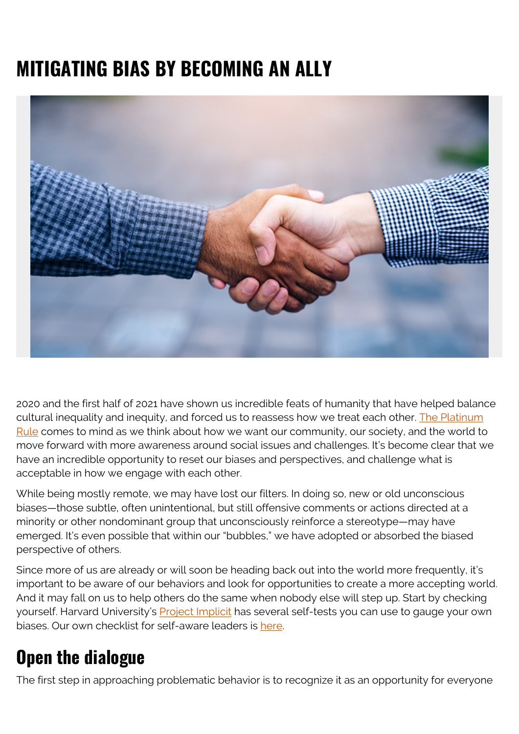# MITIGATING BIAS BY BECOMING AN ALLY

2020 and the first half of 2021 have shown us incredible feats of humanity that have helped balance cultural inequality and inequity, and forced us to reassess how we treat each other. The Platinum Rule comes to mind as we think about how we want our community, our society, and the world to move forward with more awareness around social issues and challenges. It's become clear that we have an incredible opportunity to reset our biases and perspectives, and challenge what is acceptable in how we engage with each other.

While being mostly remote, we may have lost our filters. In doing so, new or old unconscious biases—those subtle, often unintentional, but still offensive comments or actions directed at a minority or other nondominant group that unconsciously reinforce a stereotype—may have emerged. It's even possible that within our "bubbles," we have adopted or absorbed the biased perspective of others.

Since more of us are already or will soon be heading back out into the world more frequently, it's important to be aware of our behaviors and look for opportunities to create a more accepting world. And it may fall on us to help others do the same when nobody else will step up. Start by checking yourself. Harvard University's Project Implicit has several self-tests you can use to gauge your own biases. Our own checklist for self-aware leaders is here.

## Open the dialogue

The first step in approaching problematic behavior is to recognize it as an opportunity for everyone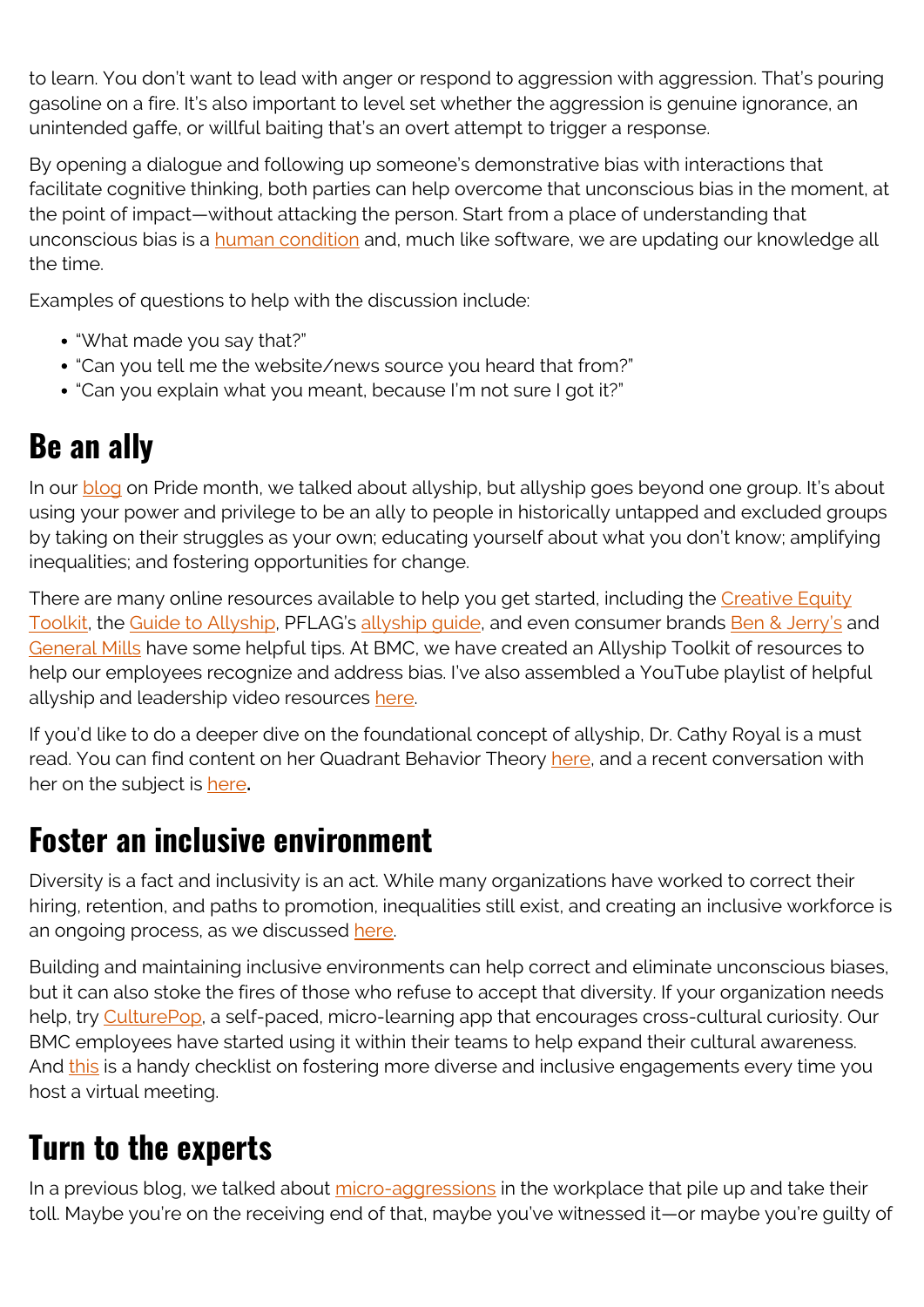to learn. You don't want to lead with anger or respond to aggression with aggression. That's pouring gasoline on a fire. It's also important to level set whether the aggression is genuine ignorance, an unintended gaffe, or willful baiting that's an overt attempt to trigger a response.

By opening a dialogue and following up someone's demonstrative bias with interactions that facilitate cognitive thinking, both parties can help overcome that unconscious bias in the moment, at the point of impact—without attacking the person. Start from a place of understanding that unconscious bias is a human condition and, much like software, we are updating our knowledge all the time.

Examples of questions to help with the discussion include:

- "What made you say that?"
- "Can you tell me the website/news source you heard that from?"
- "Can you explain what you meant, because I'm not sure I got it?"

## Be an ally

In our blog on Pride month, we talked about allyship, but allyship goes beyond one group. It's about using your power and privilege to be an ally to people in historically untapped and excluded groups by taking on their struggles as your own; educating yourself about what you don't know; amplifying inequalities; and fostering opportunities for change.

There are many online resources available to help you get started, including the Creative Equity Toolkit, the Guide to Allyship, PFLAG's allyship guide, and even consumer brands Ben & Jerry's and General Mills have some helpful tips. At BMC, we have created an Allyship Toolkit of resources to help our employees recognize and address bias. I've also assembled a YouTube playlist of helpful allyship and leadership video resources here.

If you'd like to do a deeper dive on the foundational concept of allyship, Dr. Cathy Royal is a must read. You can find content on her Quadrant Behavior Theory here, and a recent conversation with her on the subject is here**.**

## Foster an inclusive environment

Diversity is a fact and inclusivity is an act. While many organizations have worked to correct their hiring, retention, and paths to promotion, inequalities still exist, and creating an inclusive workforce is an ongoing process, as we discussed here.

Building and maintaining inclusive environments can help correct and eliminate unconscious biases, but it can also stoke the fires of those who refuse to accept that diversity. If your organization needs help, try CulturePop, a self-paced, micro-learning app that encourages cross-cultural curiosity. Our BMC employees have started using it within their teams to help expand their cultural awareness. And this is a handy checklist on fostering more diverse and inclusive engagements every time you host a virtual meeting.

## Turn to the experts

In a previous blog, we talked about micro-aggressions in the workplace that pile up and take their toll. Maybe you're on the receiving end of that, maybe you've witnessed it—or maybe you're guilty of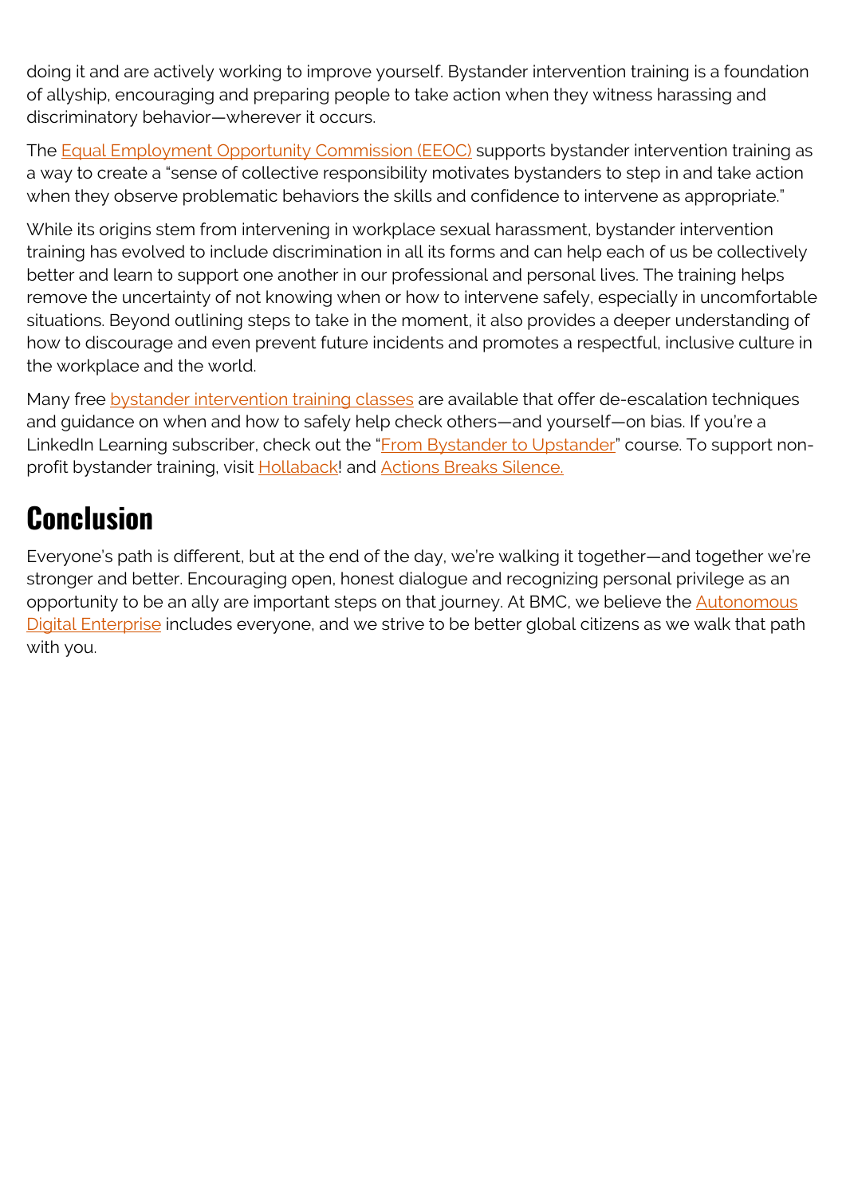doing it and are actively working to improve yourself. Bystander intervention training is a foundation of allyship, encouraging and preparing people to take action when they witness harassing and discriminatory behavior—wherever it occurs.

The Equal Employment Opportunity Commission (EEOC) supports bystander intervention training as a way to create a "sense of collective responsibility motivates bystanders to step in and take action when they observe problematic behaviors the skills and confidence to intervene as appropriate."

While its origins stem from intervening in workplace sexual harassment, bystander intervention training has evolved to include discrimination in all its forms and can help each of us be collectively better and learn to support one another in our professional and personal lives. The training helps remove the uncertainty of not knowing when or how to intervene safely, especially in uncomfortable situations. Beyond outlining steps to take in the moment, it also provides a deeper understanding of how to discourage and even prevent future incidents and promotes a respectful, inclusive culture in the workplace and the world.

Many free bystander intervention training classes are available that offer de-escalation techniques and guidance on when and how to safely help check others—and yourself—on bias. If you're a LinkedIn Learning subscriber, check out the "From Bystander to Upstander" course. To support non-profit bystander training, visit Hollaback! and Actions Breaks Silence.

## Conclusion

Everyone's path is different, but at the end of the day, we're walking it together—and together we're stronger and better. Encouraging open, honest dialogue and recognizing personal privilege as an opportunity to be an ally are important steps on that journey. At BMC, we believe the Autonomous Digital Enterprise includes everyone, and we strive to be better global citizens as we walk that path with you.